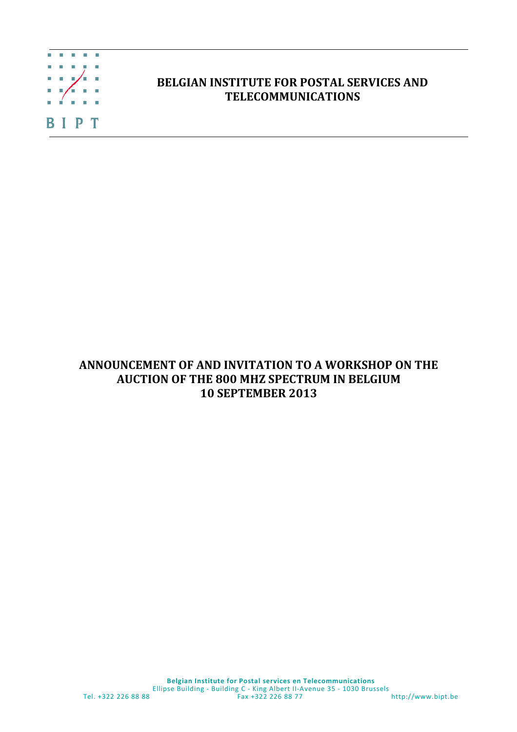BIPT

# BELGIAN INSTITUTE FOR POSTAL SERVICES AND TELECOMMUNICATIONS

# ANNOUNCEMENT OF AND INVITATION TO A WORKSHOP ON THE AUCTION OF THE 800 MHZ SPECTRUM IN BELGIUM 10 SEPTEMBER 2013

**Belgian Institute for Postal services en Telecommunications**
Ellipse Building - Building C - King Albert II-Avenue 35 - 1030 Brussels
Tel. +322 226 88 88 Fax +322 226 88 77 http://www.bipt.be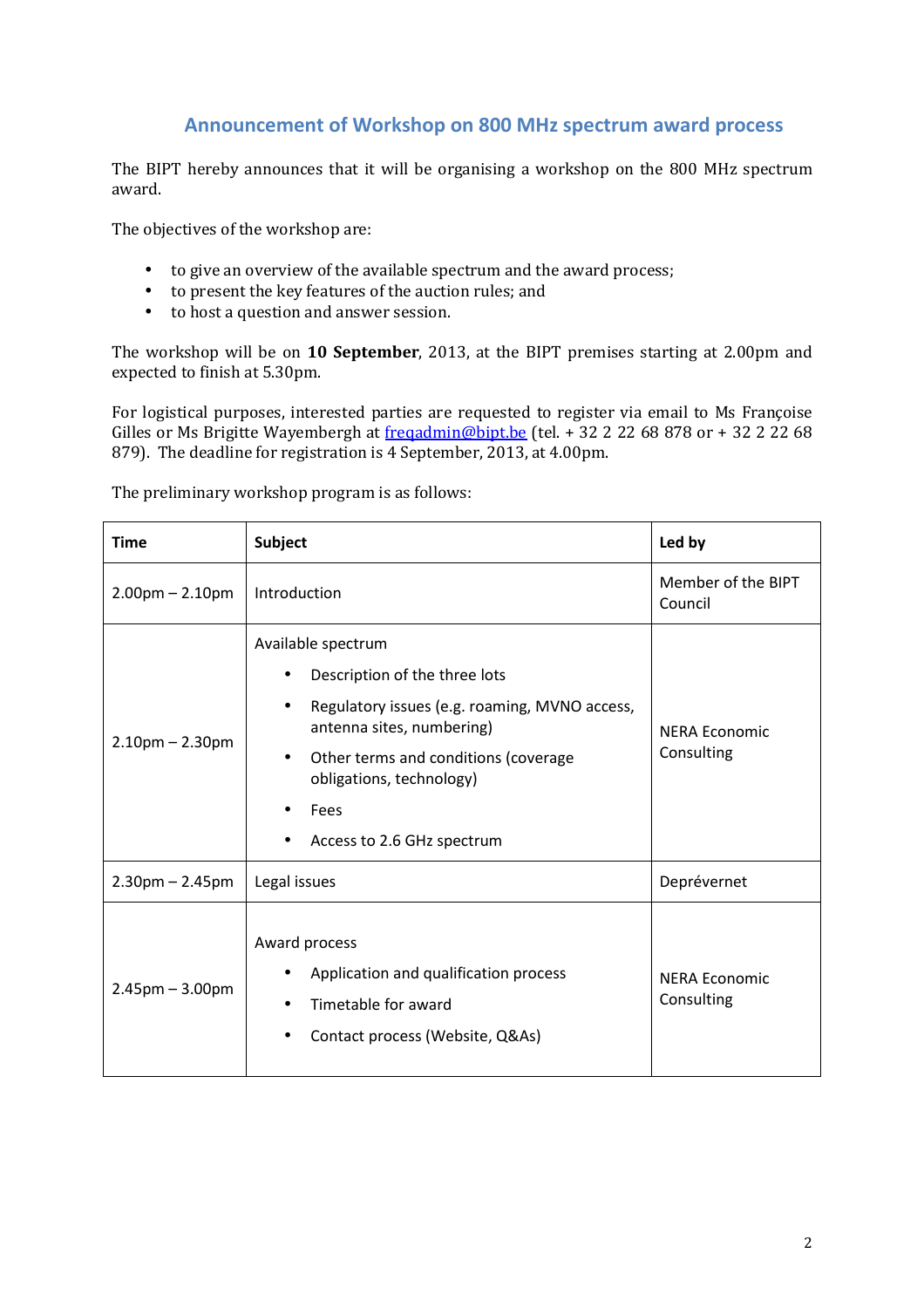## Announcement of Workshop on 800 MHz spectrum award process

The BIPT hereby announces that it will be organising a workshop on the 800 MHz spectrum award.

The objectives of the workshop are:

- to give an overview of the available spectrum and the award process;
- to present the key features of the auction rules; and
- to host a question and answer session.

The workshop will be on **10 September**, 2013, at the BIPT premises starting at 2.00pm and expected to finish at 5.30pm.

For logistical purposes, interested parties are requested to register via email to Ms Françoise Gilles or Ms Brigitte Wayembergh at [freqadmin@bipt.be](mailto:freqadmin@bipt.be) (tel. + 32 2 22 68 878 or + 32 2 22 68 879). The deadline for registration is 4 September, 2013, at 4.00pm.

The preliminary workshop program is as follows:

| Time | Subject | Led by |
|---|---|---|
| 2.00pm – 2.10pm | Introduction | Member of the BIPT Council |
| 2.10pm – 2.30pm | Available spectrum<br>• Description of the three lots<br>• Regulatory issues (e.g. roaming, MVNO access, antenna sites, numbering)<br>• Other terms and conditions (coverage obligations, technology)<br>• Fees<br>• Access to 2.6 GHz spectrum | NERA Economic Consulting |
| 2.30pm – 2.45pm | Legal issues | Deprévernet |
| 2.45pm – 3.00pm | Award process<br>• Application and qualification process<br>• Timetable for award<br>• Contact process (Website, Q&As) | NERA Economic Consulting |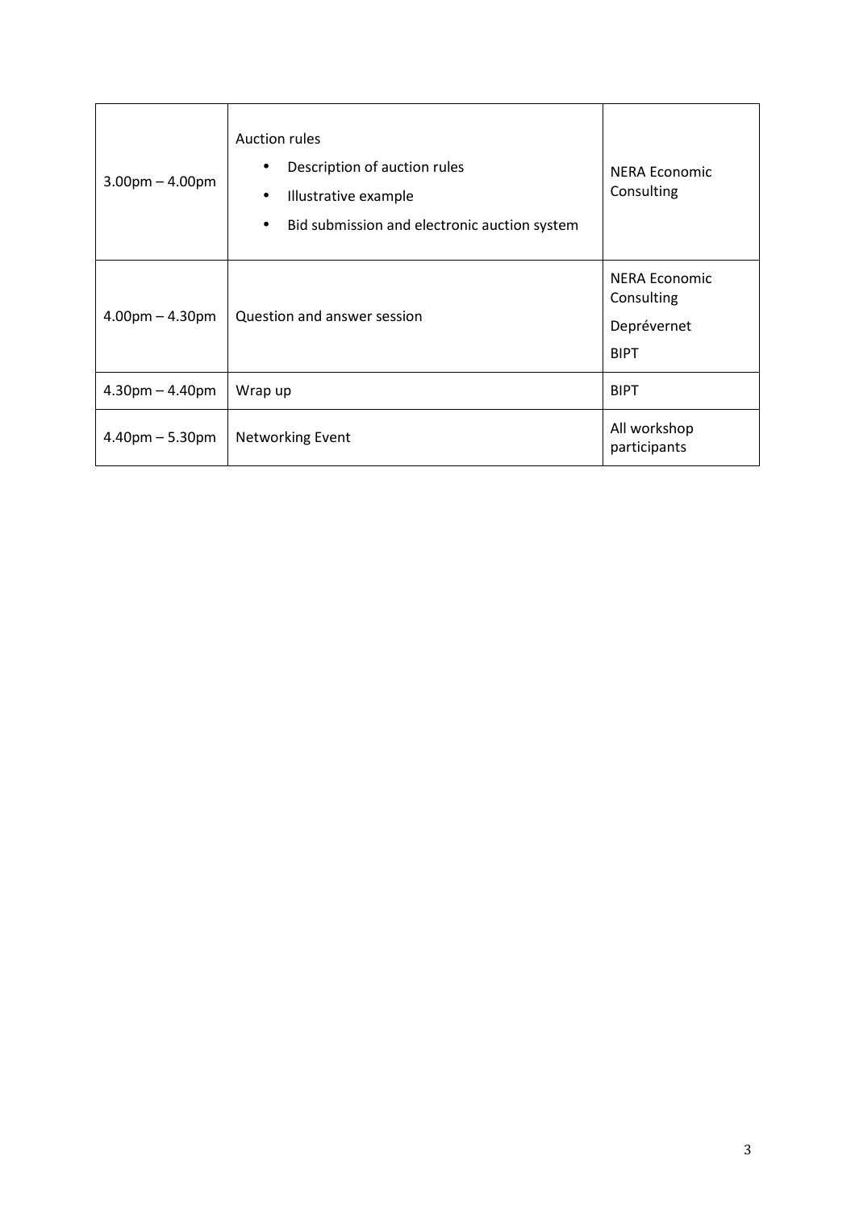| | | |
|---|---|---|
| 3.00pm – 4.00pm | Auction rules<br>• Description of auction rules<br>• Illustrative example<br>• Bid submission and electronic auction system | NERA Economic Consulting |
| 4.00pm – 4.30pm | Question and answer session | NERA Economic Consulting<br>Deprévernet<br>BIPT |
| 4.30pm – 4.40pm | Wrap up | BIPT |
| 4.40pm – 5.30pm | Networking Event | All workshop participants |